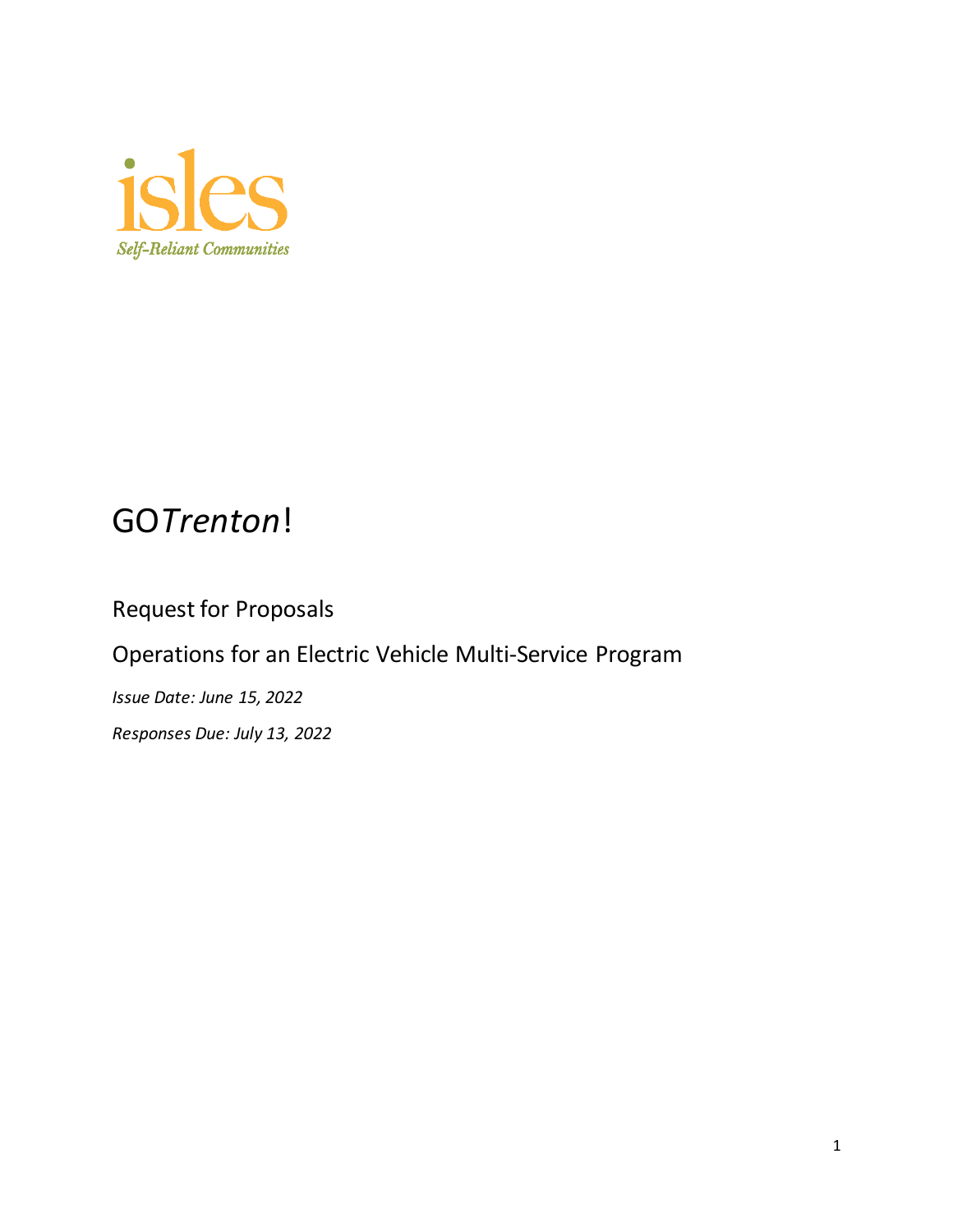isles

*Self-Reliant Communities*

# GO*Trenton*!

## Request for Proposals

## Operations for an Electric Vehicle Multi-Service Program

*Issue Date: June 15, 2022*

*Responses Due: July 13, 2022*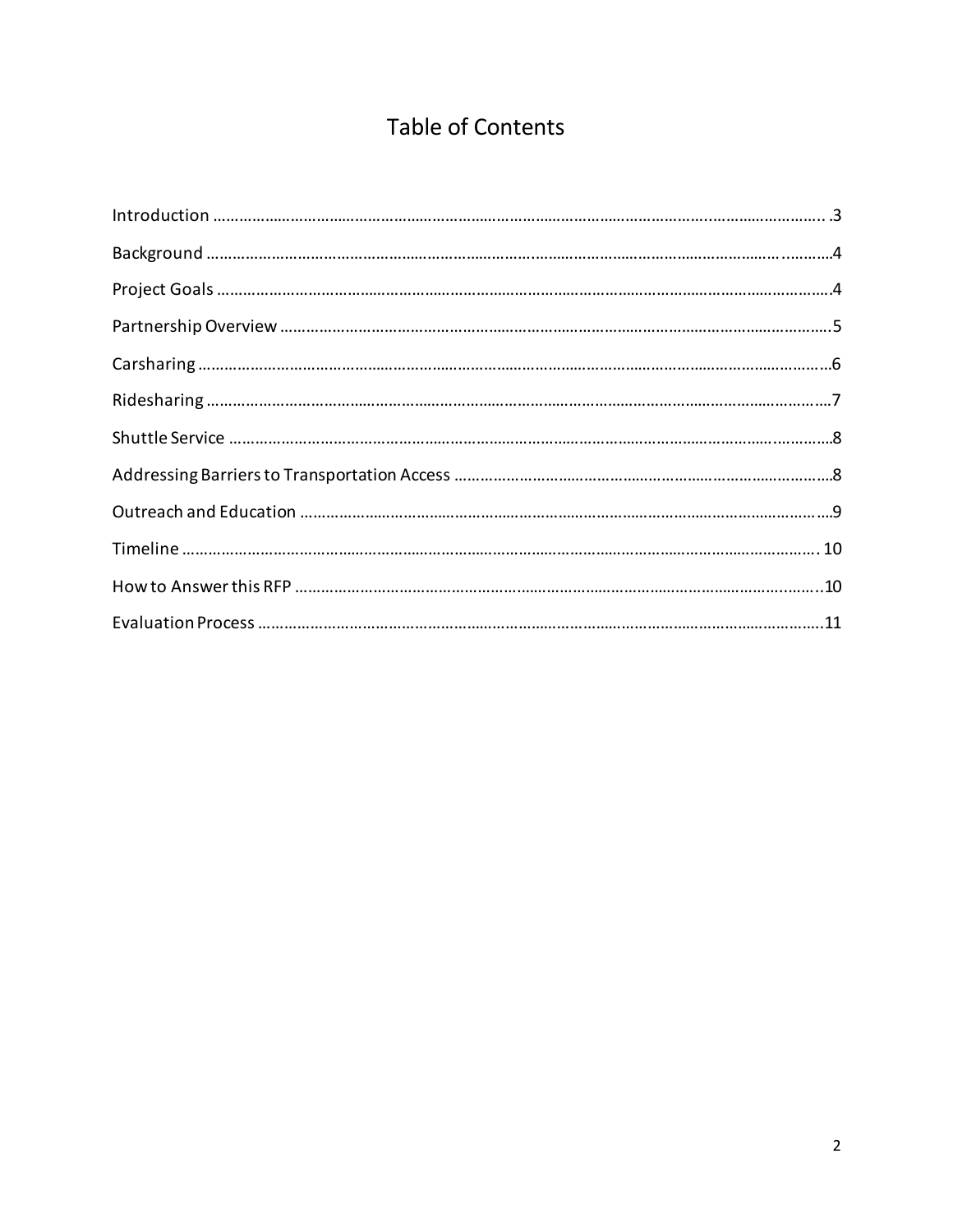# Table of Contents

Introduction .......................................................................................................................................... 3

Background ............................................................................................................................................4

Project Goals ..........................................................................................................................................4

Partnership Overview ............................................................................................................................5

Carsharing ..............................................................................................................................................6

Ridesharing ............................................................................................................................................7

Shuttle Service .......................................................................................................................................8

Addressing Barriers to Transportation Access ......................................................................................8

Outreach and Education ........................................................................................................................9

Timeline ............................................................................................................................................... 10

How to Answer this RFP ......................................................................................................................10

Evaluation Process ...............................................................................................................................11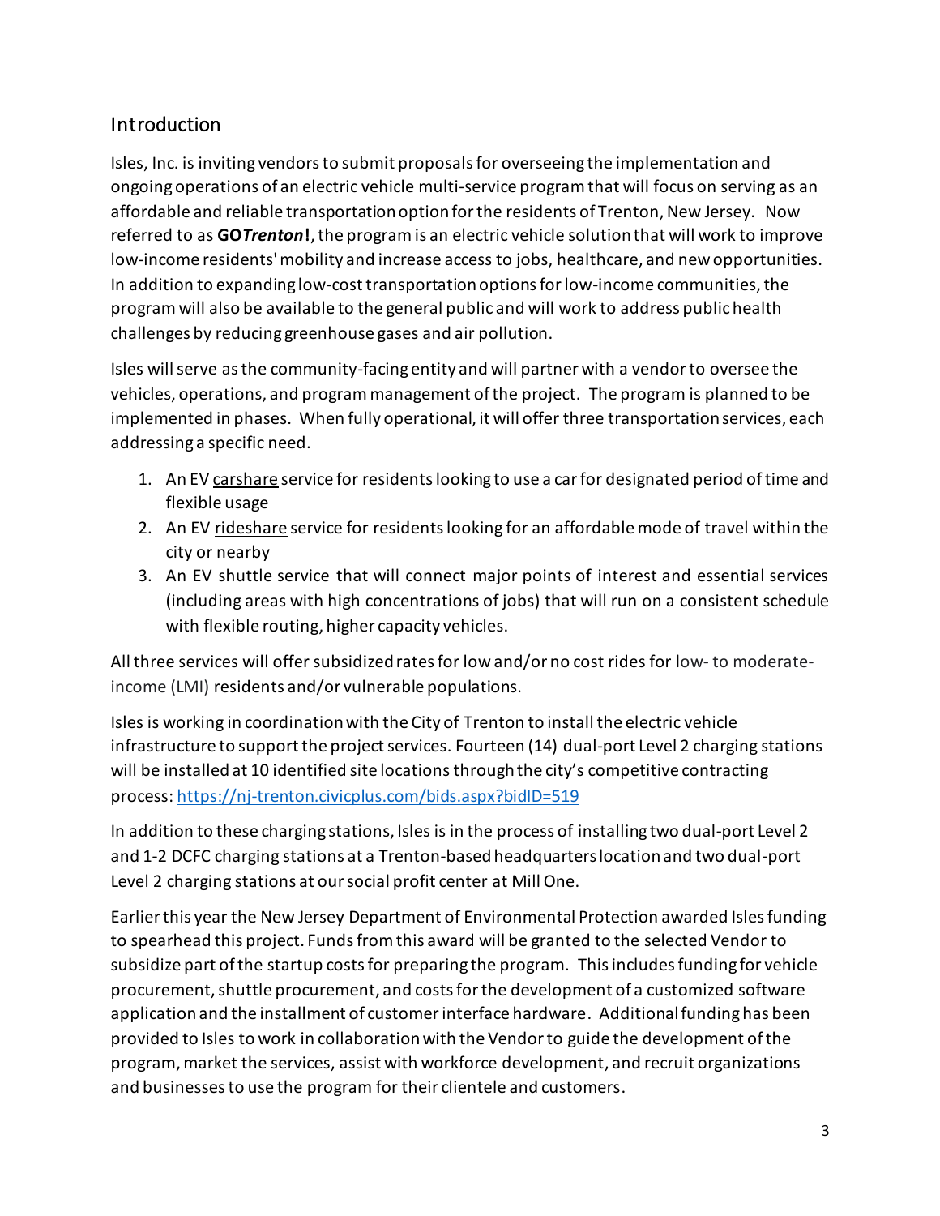## Introduction

Isles, Inc. is inviting vendors to submit proposals for overseeing the implementation and ongoing operations of an electric vehicle multi-service program that will focus on serving as an affordable and reliable transportation option for the residents of Trenton, New Jersey. Now referred to as **GO*Trenton*!**, the program is an electric vehicle solution that will work to improve low-income residents' mobility and increase access to jobs, healthcare, and new opportunities. In addition to expanding low-cost transportation options for low-income communities, the program will also be available to the general public and will work to address public health challenges by reducing greenhouse gases and air pollution.

Isles will serve as the community-facing entity and will partner with a vendor to oversee the vehicles, operations, and program management of the project. The program is planned to be implemented in phases. When fully operational, it will offer three transportation services, each addressing a specific need.

1. An EV <u>carshare</u> service for residents looking to use a car for designated period of time and flexible usage
2. An EV <u>rideshare</u> service for residents looking for an affordable mode of travel within the city or nearby
3. An EV <u>shuttle service</u> that will connect major points of interest and essential services (including areas with high concentrations of jobs) that will run on a consistent schedule with flexible routing, higher capacity vehicles.

All three services will offer subsidized rates for low and/or no cost rides for low- to moderate-income (LMI) residents and/or vulnerable populations.

Isles is working in coordination with the City of Trenton to install the electric vehicle infrastructure to support the project services. Fourteen (14) dual-port Level 2 charging stations will be installed at 10 identified site locations through the city's competitive contracting process: https://nj-trenton.civicplus.com/bids.aspx?bidID=519

In addition to these charging stations, Isles is in the process of installing two dual-port Level 2 and 1-2 DCFC charging stations at a Trenton-based headquarters location and two dual-port Level 2 charging stations at our social profit center at Mill One.

Earlier this year the New Jersey Department of Environmental Protection awarded Isles funding to spearhead this project. Funds from this award will be granted to the selected Vendor to subsidize part of the startup costs for preparing the program. This includes funding for vehicle procurement, shuttle procurement, and costs for the development of a customized software application and the installment of customer interface hardware. Additional funding has been provided to Isles to work in collaboration with the Vendor to guide the development of the program, market the services, assist with workforce development, and recruit organizations and businesses to use the program for their clientele and customers.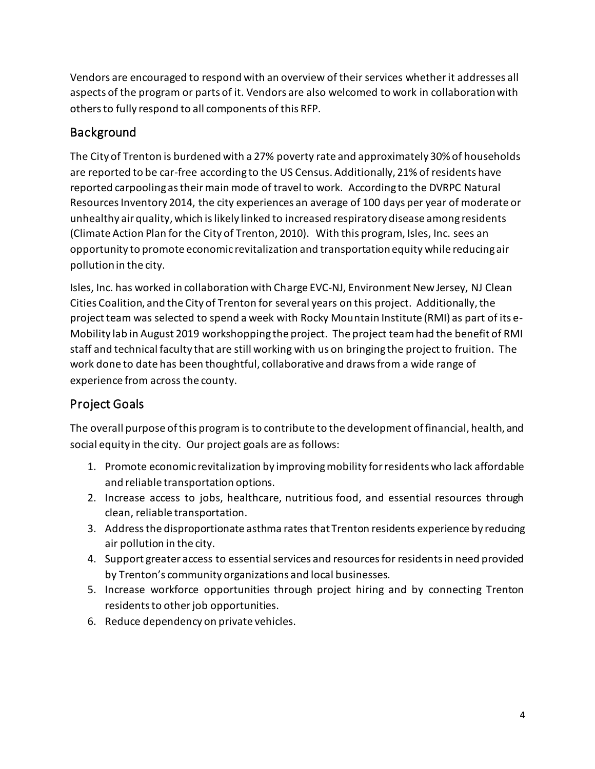Vendors are encouraged to respond with an overview of their services whether it addresses all aspects of the program or parts of it. Vendors are also welcomed to work in collaboration with others to fully respond to all components of this RFP.

## Background

The City of Trenton is burdened with a 27% poverty rate and approximately 30% of households are reported to be car-free according to the US Census. Additionally, 21% of residents have reported carpooling as their main mode of travel to work. According to the DVRPC Natural Resources Inventory 2014, the city experiences an average of 100 days per year of moderate or unhealthy air quality, which is likely linked to increased respiratory disease among residents (Climate Action Plan for the City of Trenton, 2010). With this program, Isles, Inc. sees an opportunity to promote economic revitalization and transportation equity while reducing air pollution in the city.

Isles, Inc. has worked in collaboration with Charge EVC-NJ, Environment New Jersey, NJ Clean Cities Coalition, and the City of Trenton for several years on this project. Additionally, the project team was selected to spend a week with Rocky Mountain Institute (RMI) as part of its e-Mobility lab in August 2019 workshopping the project. The project team had the benefit of RMI staff and technical faculty that are still working with us on bringing the project to fruition. The work done to date has been thoughtful, collaborative and draws from a wide range of experience from across the county.

## Project Goals

The overall purpose of this program is to contribute to the development of financial, health, and social equity in the city. Our project goals are as follows:

1. Promote economic revitalization by improving mobility for residents who lack affordable and reliable transportation options.
2. Increase access to jobs, healthcare, nutritious food, and essential resources through clean, reliable transportation.
3. Address the disproportionate asthma rates that Trenton residents experience by reducing air pollution in the city.
4. Support greater access to essential services and resources for residents in need provided by Trenton's community organizations and local businesses.
5. Increase workforce opportunities through project hiring and by connecting Trenton residents to other job opportunities.
6. Reduce dependency on private vehicles.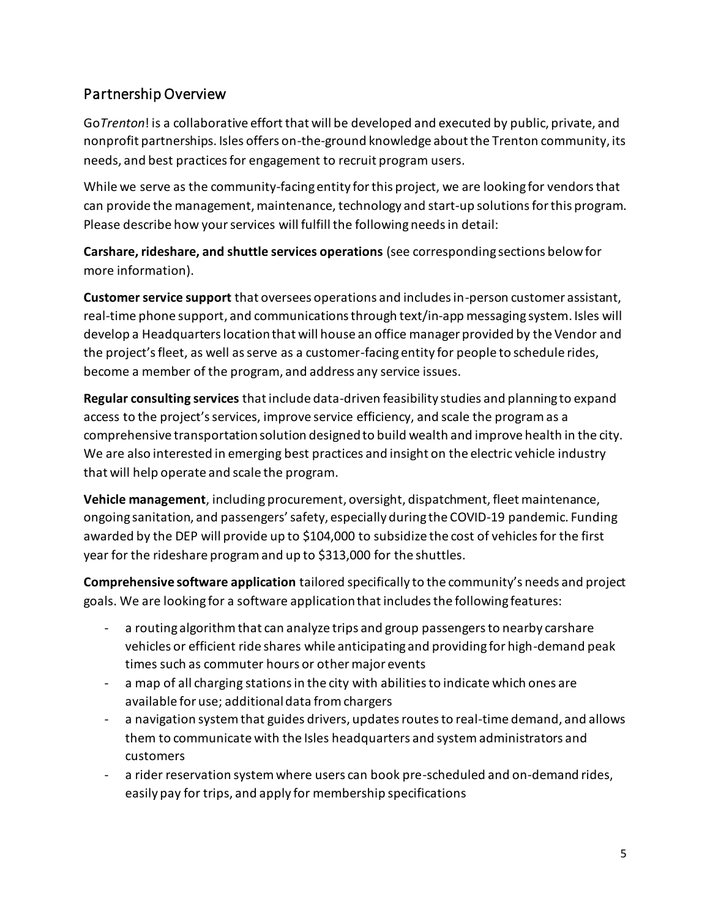## Partnership Overview

Go*Trenton*! is a collaborative effort that will be developed and executed by public, private, and nonprofit partnerships. Isles offers on-the-ground knowledge about the Trenton community, its needs, and best practices for engagement to recruit program users.

While we serve as the community-facing entity for this project, we are looking for vendors that can provide the management, maintenance, technology and start-up solutions for this program. Please describe how your services will fulfill the following needs in detail:

**Carshare, rideshare, and shuttle services operations** (see corresponding sections below for more information).

**Customer service support** that oversees operations and includes in-person customer assistant, real-time phone support, and communications through text/in-app messaging system. Isles will develop a Headquarters location that will house an office manager provided by the Vendor and the project's fleet, as well as serve as a customer-facing entity for people to schedule rides, become a member of the program, and address any service issues.

**Regular consulting services** that include data-driven feasibility studies and planning to expand access to the project's services, improve service efficiency, and scale the program as a comprehensive transportation solution designed to build wealth and improve health in the city. We are also interested in emerging best practices and insight on the electric vehicle industry that will help operate and scale the program.

**Vehicle management**, including procurement, oversight, dispatchment, fleet maintenance, ongoing sanitation, and passengers' safety, especially during the COVID-19 pandemic. Funding awarded by the DEP will provide up to $104,000 to subsidize the cost of vehicles for the first year for the rideshare program and up to $313,000 for the shuttles.

**Comprehensive software application** tailored specifically to the community's needs and project goals. We are looking for a software application that includes the following features:

- a routing algorithm that can analyze trips and group passengers to nearby carshare vehicles or efficient ride shares while anticipating and providing for high-demand peak times such as commuter hours or other major events
- a map of all charging stations in the city with abilities to indicate which ones are available for use; additional data from chargers
- a navigation system that guides drivers, updates routes to real-time demand, and allows them to communicate with the Isles headquarters and system administrators and customers
- a rider reservation system where users can book pre-scheduled and on-demand rides, easily pay for trips, and apply for membership specifications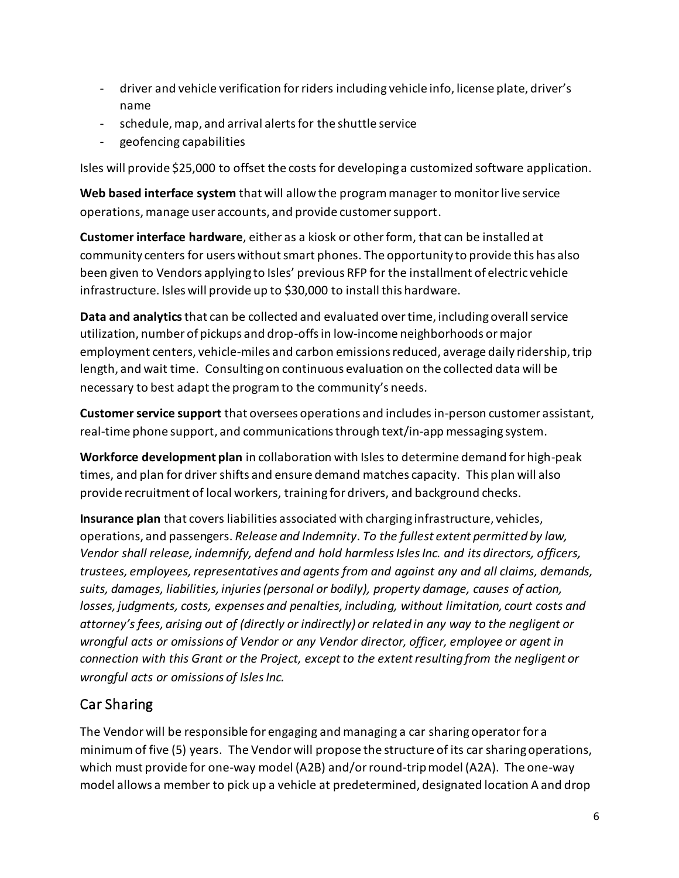- driver and vehicle verification for riders including vehicle info, license plate, driver's name
- schedule, map, and arrival alerts for the shuttle service
- geofencing capabilities

Isles will provide $25,000 to offset the costs for developing a customized software application.

**Web based interface system** that will allow the program manager to monitor live service operations, manage user accounts, and provide customer support.

**Customer interface hardware**, either as a kiosk or other form, that can be installed at community centers for users without smart phones. The opportunity to provide this has also been given to Vendors applying to Isles' previous RFP for the installment of electric vehicle infrastructure. Isles will provide up to $30,000 to install this hardware.

**Data and analytics** that can be collected and evaluated over time, including overall service utilization, number of pickups and drop-offs in low-income neighborhoods or major employment centers, vehicle-miles and carbon emissions reduced, average daily ridership, trip length, and wait time. Consulting on continuous evaluation on the collected data will be necessary to best adapt the program to the community's needs.

**Customer service support** that oversees operations and includes in-person customer assistant, real-time phone support, and communications through text/in-app messaging system.

**Workforce development plan** in collaboration with Isles to determine demand for high-peak times, and plan for driver shifts and ensure demand matches capacity. This plan will also provide recruitment of local workers, training for drivers, and background checks.

**Insurance plan** that covers liabilities associated with charging infrastructure, vehicles, operations, and passengers. *Release and Indemnity. To the fullest extent permitted by law, Vendor shall release, indemnify, defend and hold harmless Isles Inc. and its directors, officers, trustees, employees, representatives and agents from and against any and all claims, demands, suits, damages, liabilities, injuries (personal or bodily), property damage, causes of action, losses, judgments, costs, expenses and penalties, including, without limitation, court costs and attorney's fees, arising out of (directly or indirectly) or related in any way to the negligent or wrongful acts or omissions of Vendor or any Vendor director, officer, employee or agent in connection with this Grant or the Project, except to the extent resulting from the negligent or wrongful acts or omissions of Isles Inc.*

## Car Sharing

The Vendor will be responsible for engaging and managing a car sharing operator for a minimum of five (5) years. The Vendor will propose the structure of its car sharing operations, which must provide for one-way model (A2B) and/or round-trip model (A2A). The one-way model allows a member to pick up a vehicle at predetermined, designated location A and drop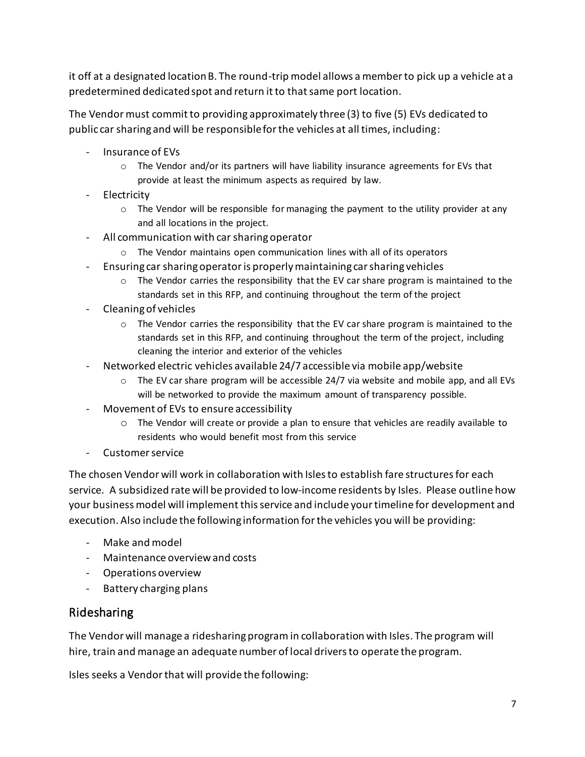it off at a designated location B. The round-trip model allows a member to pick up a vehicle at a predetermined dedicated spot and return it to that same port location.

The Vendor must commit to providing approximately three (3) to five (5) EVs dedicated to public car sharing and will be responsible for the vehicles at all times, including:

- Insurance of EVs
  - The Vendor and/or its partners will have liability insurance agreements for EVs that provide at least the minimum aspects as required by law.
- Electricity
  - The Vendor will be responsible for managing the payment to the utility provider at any and all locations in the project.
- All communication with car sharing operator
  - The Vendor maintains open communication lines with all of its operators
- Ensuring car sharing operator is properly maintaining car sharing vehicles
  - The Vendor carries the responsibility that the EV car share program is maintained to the standards set in this RFP, and continuing throughout the term of the project
- Cleaning of vehicles
  - The Vendor carries the responsibility that the EV car share program is maintained to the standards set in this RFP, and continuing throughout the term of the project, including cleaning the interior and exterior of the vehicles
- Networked electric vehicles available 24/7 accessible via mobile app/website
  - The EV car share program will be accessible 24/7 via website and mobile app, and all EVs will be networked to provide the maximum amount of transparency possible.
- Movement of EVs to ensure accessibility
  - The Vendor will create or provide a plan to ensure that vehicles are readily available to residents who would benefit most from this service
- Customer service

The chosen Vendor will work in collaboration with Isles to establish fare structures for each service. A subsidized rate will be provided to low-income residents by Isles. Please outline how your business model will implement this service and include your timeline for development and execution. Also include the following information for the vehicles you will be providing:

- Make and model
- Maintenance overview and costs
- Operations overview
- Battery charging plans

## Ridesharing

The Vendor will manage a ridesharing program in collaboration with Isles. The program will hire, train and manage an adequate number of local drivers to operate the program.

Isles seeks a Vendor that will provide the following: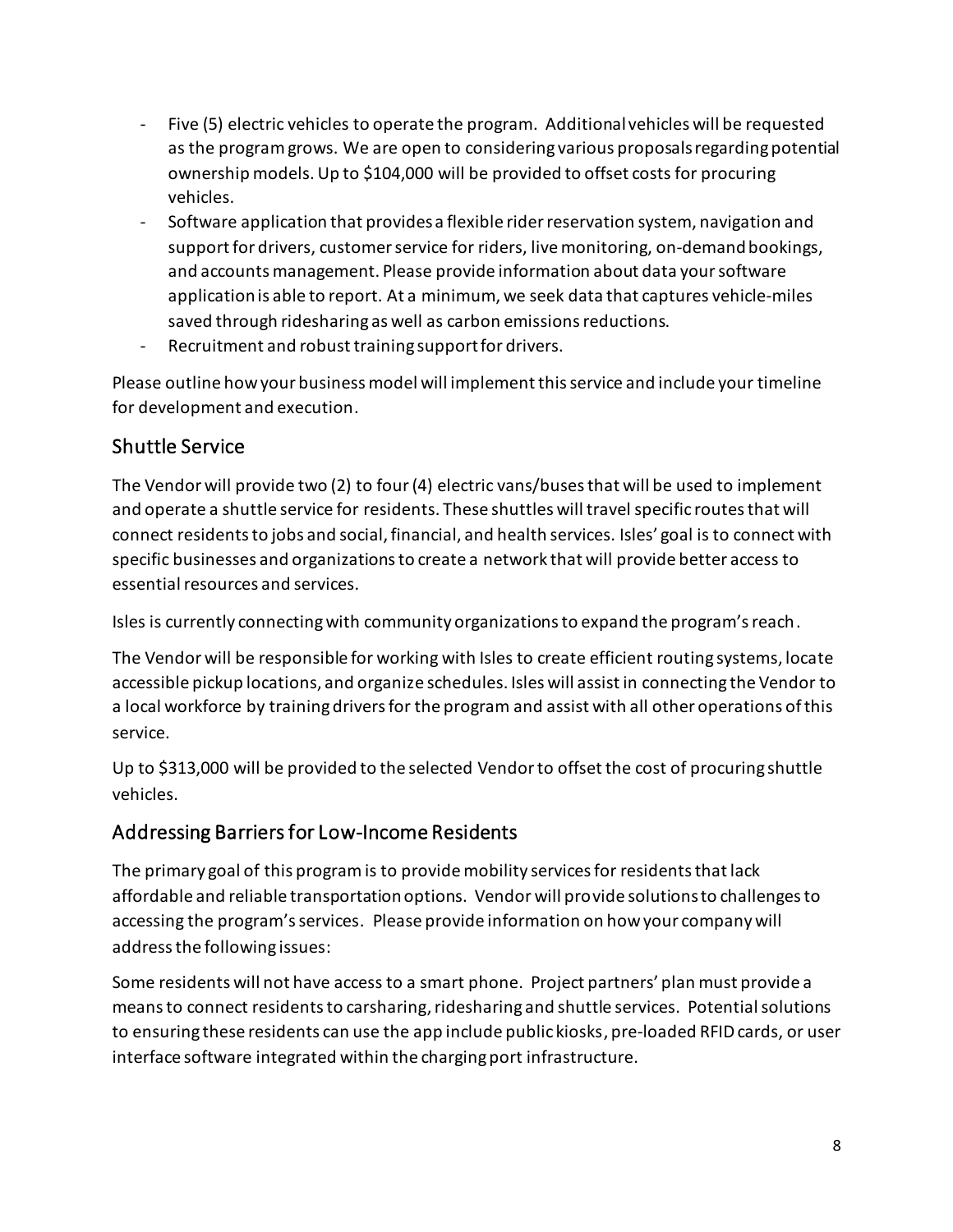- Five (5) electric vehicles to operate the program. Additional vehicles will be requested as the program grows. We are open to considering various proposals regarding potential ownership models. Up to $104,000 will be provided to offset costs for procuring vehicles.
- Software application that provides a flexible rider reservation system, navigation and support for drivers, customer service for riders, live monitoring, on-demand bookings, and accounts management. Please provide information about data your software application is able to report. At a minimum, we seek data that captures vehicle-miles saved through ridesharing as well as carbon emissions reductions.
- Recruitment and robust training support for drivers.

Please outline how your business model will implement this service and include your timeline for development and execution.

## Shuttle Service

The Vendor will provide two (2) to four (4) electric vans/buses that will be used to implement and operate a shuttle service for residents. These shuttles will travel specific routes that will connect residents to jobs and social, financial, and health services. Isles' goal is to connect with specific businesses and organizations to create a network that will provide better access to essential resources and services.

Isles is currently connecting with community organizations to expand the program's reach.

The Vendor will be responsible for working with Isles to create efficient routing systems, locate accessible pickup locations, and organize schedules. Isles will assist in connecting the Vendor to a local workforce by training drivers for the program and assist with all other operations of this service.

Up to $313,000 will be provided to the selected Vendor to offset the cost of procuring shuttle vehicles.

## Addressing Barriers for Low-Income Residents

The primary goal of this program is to provide mobility services for residents that lack affordable and reliable transportation options. Vendor will provide solutions to challenges to accessing the program's services. Please provide information on how your company will address the following issues:

Some residents will not have access to a smart phone. Project partners' plan must provide a means to connect residents to carsharing, ridesharing and shuttle services. Potential solutions to ensuring these residents can use the app include public kiosks, pre-loaded RFID cards, or user interface software integrated within the charging port infrastructure.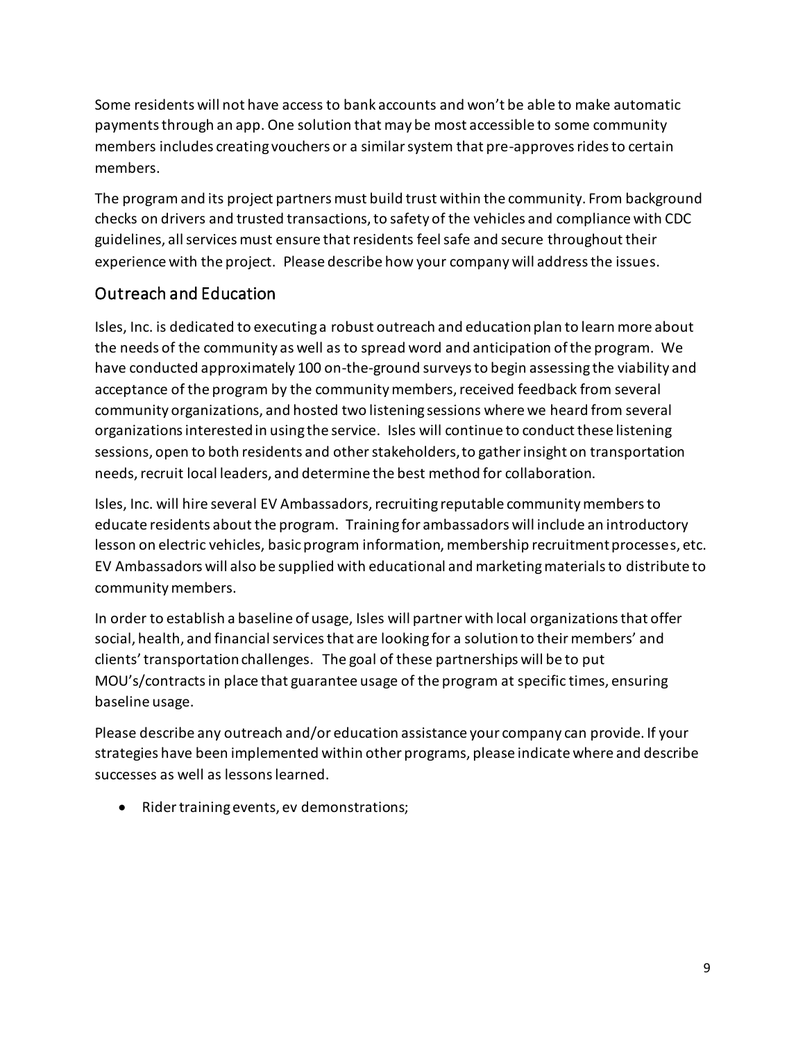Some residents will not have access to bank accounts and won't be able to make automatic payments through an app. One solution that may be most accessible to some community members includes creating vouchers or a similar system that pre-approves rides to certain members.

The program and its project partners must build trust within the community. From background checks on drivers and trusted transactions, to safety of the vehicles and compliance with CDC guidelines, all services must ensure that residents feel safe and secure throughout their experience with the project. Please describe how your company will address the issues.

## Outreach and Education

Isles, Inc. is dedicated to executing a robust outreach and education plan to learn more about the needs of the community as well as to spread word and anticipation of the program. We have conducted approximately 100 on-the-ground surveys to begin assessing the viability and acceptance of the program by the community members, received feedback from several community organizations, and hosted two listening sessions where we heard from several organizations interested in using the service. Isles will continue to conduct these listening sessions, open to both residents and other stakeholders, to gather insight on transportation needs, recruit local leaders, and determine the best method for collaboration.

Isles, Inc. will hire several EV Ambassadors, recruiting reputable community members to educate residents about the program. Training for ambassadors will include an introductory lesson on electric vehicles, basic program information, membership recruitment processes, etc. EV Ambassadors will also be supplied with educational and marketing materials to distribute to community members.

In order to establish a baseline of usage, Isles will partner with local organizations that offer social, health, and financial services that are looking for a solution to their members' and clients' transportation challenges. The goal of these partnerships will be to put MOU's/contracts in place that guarantee usage of the program at specific times, ensuring baseline usage.

Please describe any outreach and/or education assistance your company can provide. If your strategies have been implemented within other programs, please indicate where and describe successes as well as lessons learned.

- Rider training events, ev demonstrations;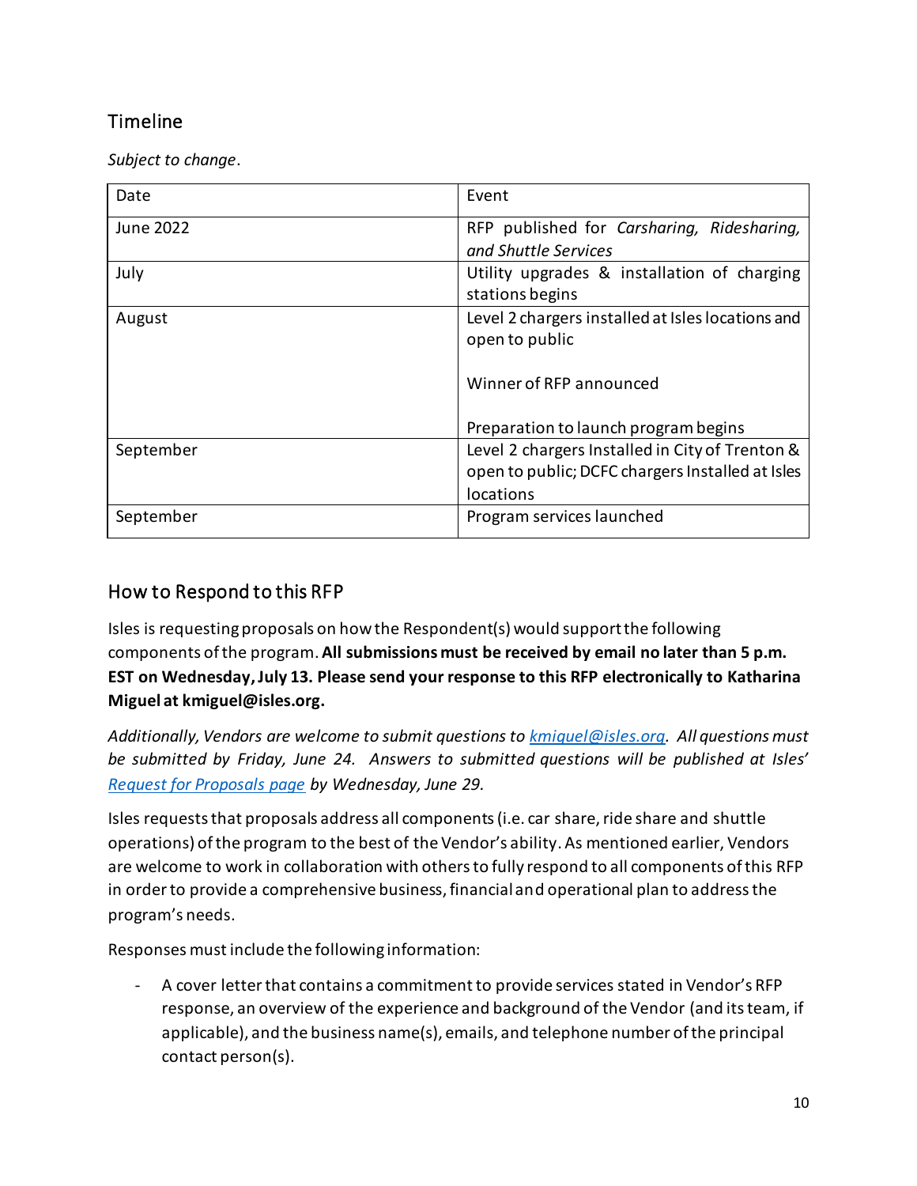## Timeline

*Subject to change*.

| Date | Event |
| --- | --- |
| June 2022 | RFP published for *Carsharing, Ridesharing, and Shuttle Services* |
| July | Utility upgrades & installation of charging stations begins |
| August | Level 2 chargers installed at Isles locations and open to public<br><br>Winner of RFP announced<br><br>Preparation to launch program begins |
| September | Level 2 chargers Installed in City of Trenton & open to public; DCFC chargers Installed at Isles locations |
| September | Program services launched |

## How to Respond to this RFP

Isles is requesting proposals on how the Respondent(s) would support the following components of the program. **All submissions must be received by email no later than 5 p.m. EST on Wednesday, July 13. Please send your response to this RFP electronically to Katharina Miguel at kmiguel@isles.org.**

*Additionally, Vendors are welcome to submit questions to [kmiguel@isles.org](mailto:kmiguel@isles.org). All questions must be submitted by Friday, June 24. Answers to submitted questions will be published at Isles' [Request for Proposals page](#) by Wednesday, June 29.*

Isles requests that proposals address all components (i.e. car share, ride share and shuttle operations) of the program to the best of the Vendor's ability. As mentioned earlier, Vendors are welcome to work in collaboration with others to fully respond to all components of this RFP in order to provide a comprehensive business, financial and operational plan to address the program's needs.

Responses must include the following information:

- A cover letter that contains a commitment to provide services stated in Vendor's RFP response, an overview of the experience and background of the Vendor (and its team, if applicable), and the business name(s), emails, and telephone number of the principal contact person(s).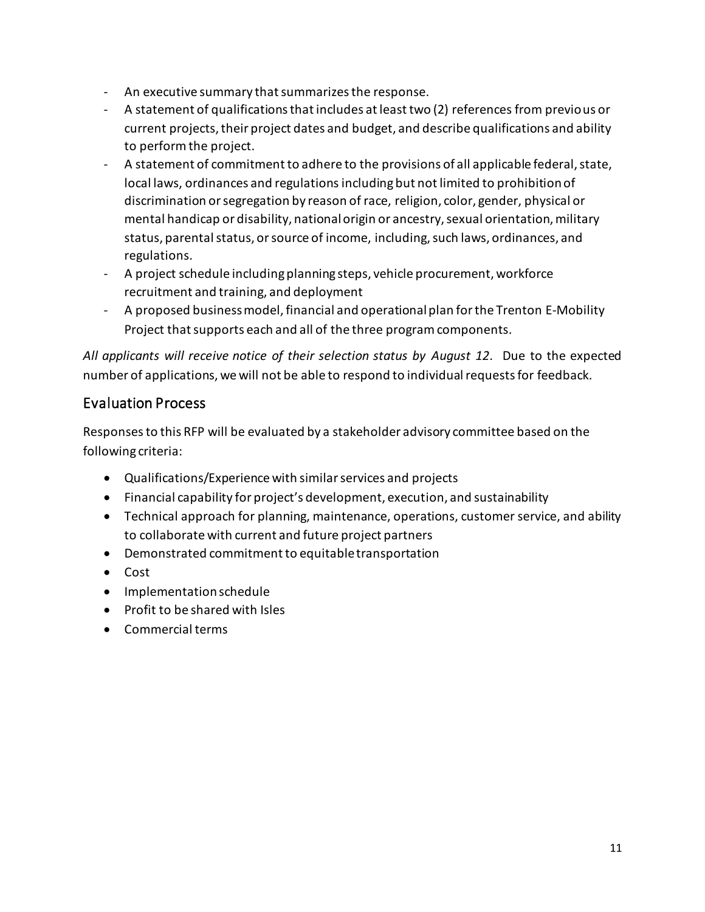- An executive summary that summarizes the response.
- A statement of qualifications that includes at least two (2) references from previous or current projects, their project dates and budget, and describe qualifications and ability to perform the project.
- A statement of commitment to adhere to the provisions of all applicable federal, state, local laws, ordinances and regulations including but not limited to prohibition of discrimination or segregation by reason of race, religion, color, gender, physical or mental handicap or disability, national origin or ancestry, sexual orientation, military status, parental status, or source of income, including, such laws, ordinances, and regulations.
- A project schedule including planning steps, vehicle procurement, workforce recruitment and training, and deployment
- A proposed business model, financial and operational plan for the Trenton E-Mobility Project that supports each and all of the three program components.

*All applicants will receive notice of their selection status by August 12*. Due to the expected number of applications, we will not be able to respond to individual requests for feedback.

## Evaluation Process

Responses to this RFP will be evaluated by a stakeholder advisory committee based on the following criteria:

- Qualifications/Experience with similar services and projects
- Financial capability for project's development, execution, and sustainability
- Technical approach for planning, maintenance, operations, customer service, and ability to collaborate with current and future project partners
- Demonstrated commitment to equitable transportation
- Cost
- Implementation schedule
- Profit to be shared with Isles
- Commercial terms